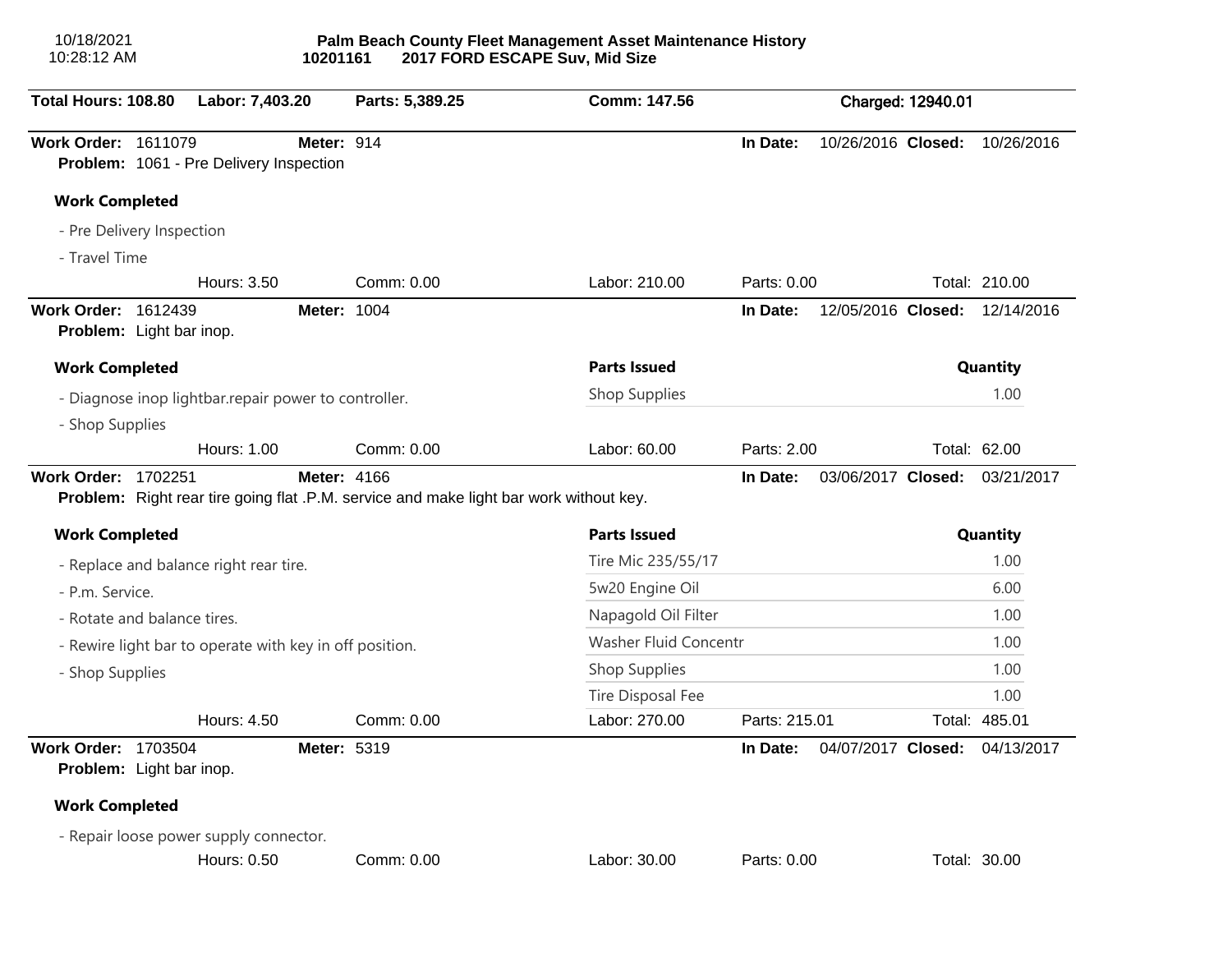# Palm Beach County Fleet Management Asset Maintenance History

10/18/2021
10:28:12 AM

**10201161 2017 FORD ESCAPE Suv, Mid Size**

**Total Hours: 108.80** **Labor: 7,403.20** **Parts: 5,389.25** **Comm: 147.56** **Charged: 12940.01**

---

**Work Order:** 1611079 **Meter:** 914 **In Date:** 10/26/2016 **Closed:** 10/26/2016
**Problem:** 1061 - Pre Delivery Inspection

**Work Completed**

- Pre Delivery Inspection
- Travel Time

Hours: 3.50 Comm: 0.00 Labor: 210.00 Parts: 0.00 Total: 210.00

---

**Work Order:** 1612439 **Meter:** 1004 **In Date:** 12/05/2016 **Closed:** 12/14/2016
**Problem:** Light bar inop.

**Work Completed**

- Diagnose inop lightbar.repair power to controller.
- Shop Supplies

| Parts Issued | Quantity |
|---|---|
| Shop Supplies | 1.00 |

Hours: 1.00 Comm: 0.00 Labor: 60.00 Parts: 2.00 Total: 62.00

---

**Work Order:** 1702251 **Meter:** 4166 **In Date:** 03/06/2017 **Closed:** 03/21/2017
**Problem:** Right rear tire going flat .P.M. service and make light bar work without key.

**Work Completed**

- Replace and balance right rear tire.
- P.m. Service.
- Rotate and balance tires.
- Rewire light bar to operate with key in off position.
- Shop Supplies

| Parts Issued | Quantity |
|---|---|
| Tire Mic 235/55/17 | 1.00 |
| 5w20 Engine Oil | 6.00 |
| Napagold Oil Filter | 1.00 |
| Washer Fluid Concentr | 1.00 |
| Shop Supplies | 1.00 |
| Tire Disposal Fee | 1.00 |

Hours: 4.50 Comm: 0.00 Labor: 270.00 Parts: 215.01 Total: 485.01

---

**Work Order:** 1703504 **Meter:** 5319 **In Date:** 04/07/2017 **Closed:** 04/13/2017
**Problem:** Light bar inop.

**Work Completed**

- Repair loose power supply connector.

Hours: 0.50 Comm: 0.00 Labor: 30.00 Parts: 0.00 Total: 30.00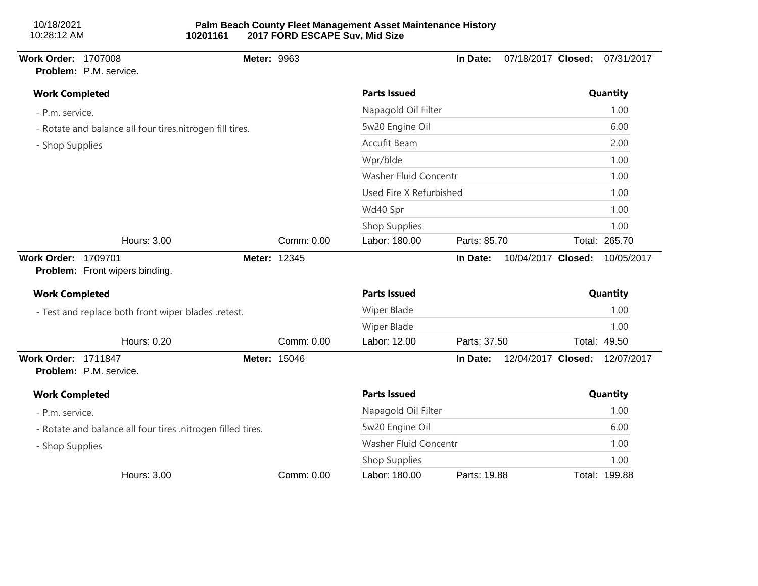10/18/2021
10:28:12 AM

**Palm Beach County Fleet Management Asset Maintenance History**
**10201161 2017 FORD ESCAPE Suv, Mid Size**

**Work Order:** 1707008 **Meter:** 9963 **In Date:** 07/18/2017 **Closed:** 07/31/2017
**Problem:** P.M. service.

| Work Completed | Parts Issued | Quantity |
|---|---|---|
| - P.m. service. | Napagold Oil Filter | 1.00 |
| - Rotate and balance all four tires.nitrogen fill tires. | 5w20 Engine Oil | 6.00 |
| - Shop Supplies | Accufit Beam | 2.00 |
| | Wpr/blde | 1.00 |
| | Washer Fluid Concentr | 1.00 |
| | Used Fire X Refurbished | 1.00 |
| | Wd40 Spr | 1.00 |
| | Shop Supplies | 1.00 |

Hours: 3.00 Comm: 0.00 Labor: 180.00 Parts: 85.70 Total: 265.70

**Work Order:** 1709701 **Meter:** 12345 **In Date:** 10/04/2017 **Closed:** 10/05/2017
**Problem:** Front wipers binding.

| Work Completed | Parts Issued | Quantity |
|---|---|---|
| - Test and replace both front wiper blades .retest. | Wiper Blade | 1.00 |
| | Wiper Blade | 1.00 |

Hours: 0.20 Comm: 0.00 Labor: 12.00 Parts: 37.50 Total: 49.50

**Work Order:** 1711847 **Meter:** 15046 **In Date:** 12/04/2017 **Closed:** 12/07/2017
**Problem:** P.M. service.

| Work Completed | Parts Issued | Quantity |
|---|---|---|
| - P.m. service. | Napagold Oil Filter | 1.00 |
| - Rotate and balance all four tires .nitrogen filled tires. | 5w20 Engine Oil | 6.00 |
| - Shop Supplies | Washer Fluid Concentr | 1.00 |
| | Shop Supplies | 1.00 |

Hours: 3.00 Comm: 0.00 Labor: 180.00 Parts: 19.88 Total: 199.88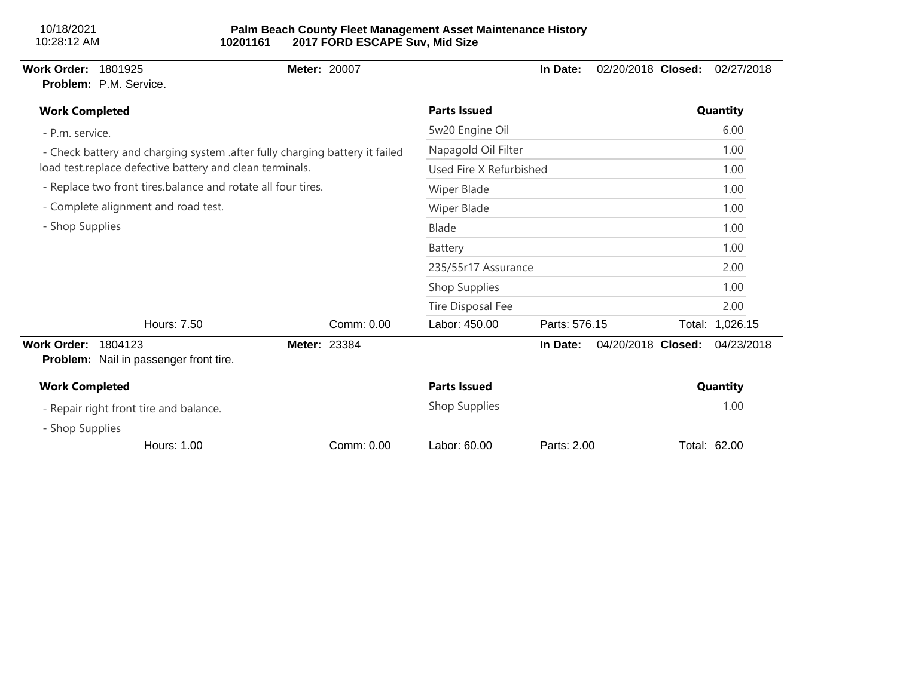# Palm Beach County Fleet Management Asset Maintenance History

**10201161** **2017 FORD ESCAPE Suv, Mid Size**

---

**Work Order:** 1801925 **Meter:** 20007 **In Date:** 02/20/2018 **Closed:** 02/27/2018

**Problem:** P.M. Service.

**Work Completed**

- P.m. service.
- Check battery and charging system .after fully charging battery it failed load test.replace defective battery and clean terminals.
- Replace two front tires.balance and rotate all four tires.
- Complete alignment and road test.
- Shop Supplies

| Parts Issued | Quantity |
| --- | --- |
| 5w20 Engine Oil | 6.00 |
| Napagold Oil Filter | 1.00 |
| Used Fire X Refurbished | 1.00 |
| Wiper Blade | 1.00 |
| Wiper Blade | 1.00 |
| Blade | 1.00 |
| Battery | 1.00 |
| 235/55r17 Assurance | 2.00 |
| Shop Supplies | 1.00 |
| Tire Disposal Fee | 2.00 |

Hours: 7.50 Comm: 0.00 Labor: 450.00 Parts: 576.15 Total: 1,026.15

---

**Work Order:** 1804123 **Meter:** 23384 **In Date:** 04/20/2018 **Closed:** 04/23/2018

**Problem:** Nail in passenger front tire.

**Work Completed**

- Repair right front tire and balance.
- Shop Supplies

| Parts Issued | Quantity |
| --- | --- |
| Shop Supplies | 1.00 |

Hours: 1.00 Comm: 0.00 Labor: 60.00 Parts: 2.00 Total: 62.00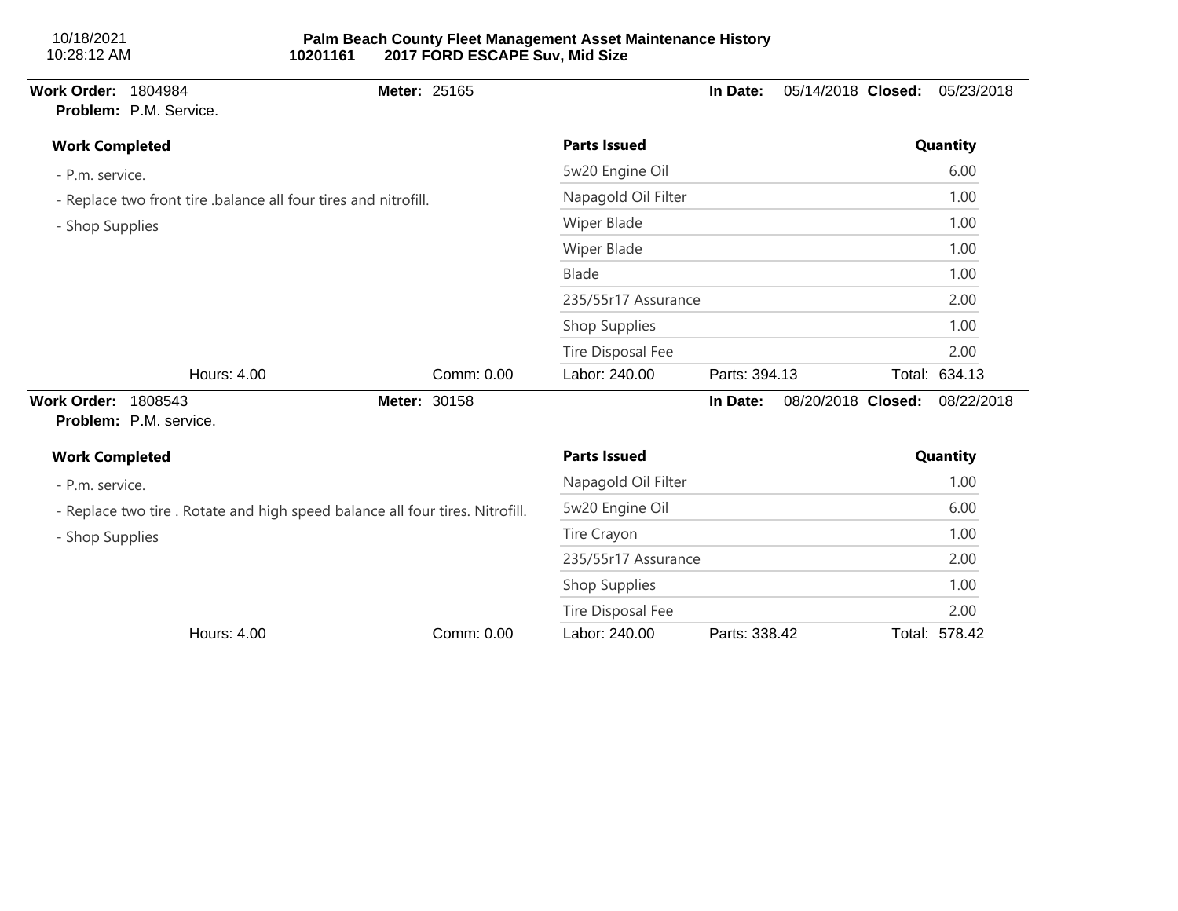**Palm Beach County Fleet Management Asset Maintenance History**
**10201161 2017 FORD ESCAPE Suv, Mid Size**

---

**Work Order:** 1804984 **Meter:** 25165 **In Date:** 05/14/2018 **Closed:** 05/23/2018
**Problem:** P.M. Service.

**Work Completed**

- P.m. service.
- Replace two front tire .balance all four tires and nitrofill.
- Shop Supplies

| Parts Issued | Quantity |
|---|---|
| 5w20 Engine Oil | 6.00 |
| Napagold Oil Filter | 1.00 |
| Wiper Blade | 1.00 |
| Wiper Blade | 1.00 |
| Blade | 1.00 |
| 235/55r17 Assurance | 2.00 |
| Shop Supplies | 1.00 |
| Tire Disposal Fee | 2.00 |

Hours: 4.00 Comm: 0.00 Labor: 240.00 Parts: 394.13 Total: 634.13

---

**Work Order:** 1808543 **Meter:** 30158 **In Date:** 08/20/2018 **Closed:** 08/22/2018
**Problem:** P.M. service.

**Work Completed**

- P.m. service.
- Replace two tire . Rotate and high speed balance all four tires. Nitrofill.
- Shop Supplies

| Parts Issued | Quantity |
|---|---|
| Napagold Oil Filter | 1.00 |
| 5w20 Engine Oil | 6.00 |
| Tire Crayon | 1.00 |
| 235/55r17 Assurance | 2.00 |
| Shop Supplies | 1.00 |
| Tire Disposal Fee | 2.00 |

Hours: 4.00 Comm: 0.00 Labor: 240.00 Parts: 338.42 Total: 578.42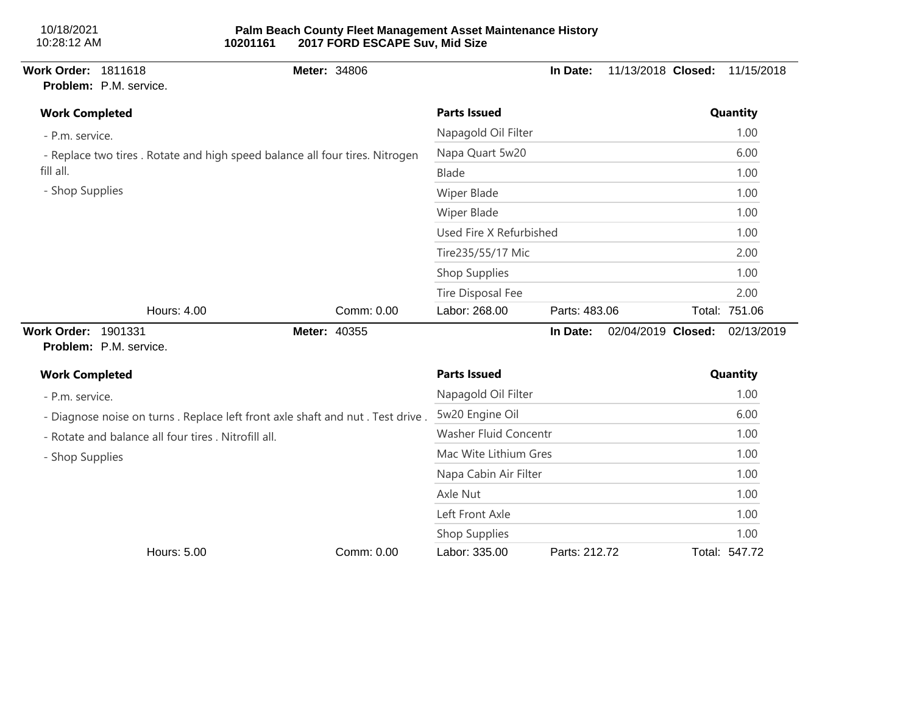**Palm Beach County Fleet Management Asset Maintenance History**
**10201161 2017 FORD ESCAPE Suv, Mid Size**

10/18/2021
10:28:12 AM

---

**Work Order:** 1811618 **Meter:** 34806 **In Date:** 11/13/2018 **Closed:** 11/15/2018
**Problem:** P.M. service.

**Work Completed**

- P.m. service.
- Replace two tires . Rotate and high speed balance all four tires. Nitrogen fill all.
- Shop Supplies

| Parts Issued | Quantity |
|---|---|
| Napagold Oil Filter | 1.00 |
| Napa Quart 5w20 | 6.00 |
| Blade | 1.00 |
| Wiper Blade | 1.00 |
| Wiper Blade | 1.00 |
| Used Fire X Refurbished | 1.00 |
| Tire235/55/17 Mic | 2.00 |
| Shop Supplies | 1.00 |
| Tire Disposal Fee | 2.00 |

Hours: 4.00 Comm: 0.00 Labor: 268.00 Parts: 483.06 Total: 751.06

---

**Work Order:** 1901331 **Meter:** 40355 **In Date:** 02/04/2019 **Closed:** 02/13/2019
**Problem:** P.M. service.

**Work Completed**

- P.m. service.
- Diagnose noise on turns . Replace left front axle shaft and nut . Test drive .
- Rotate and balance all four tires . Nitrofill all.
- Shop Supplies

| Parts Issued | Quantity |
|---|---|
| Napagold Oil Filter | 1.00 |
| 5w20 Engine Oil | 6.00 |
| Washer Fluid Concentr | 1.00 |
| Mac Wite Lithium Gres | 1.00 |
| Napa Cabin Air Filter | 1.00 |
| Axle Nut | 1.00 |
| Left Front Axle | 1.00 |
| Shop Supplies | 1.00 |

Hours: 5.00 Comm: 0.00 Labor: 335.00 Parts: 212.72 Total: 547.72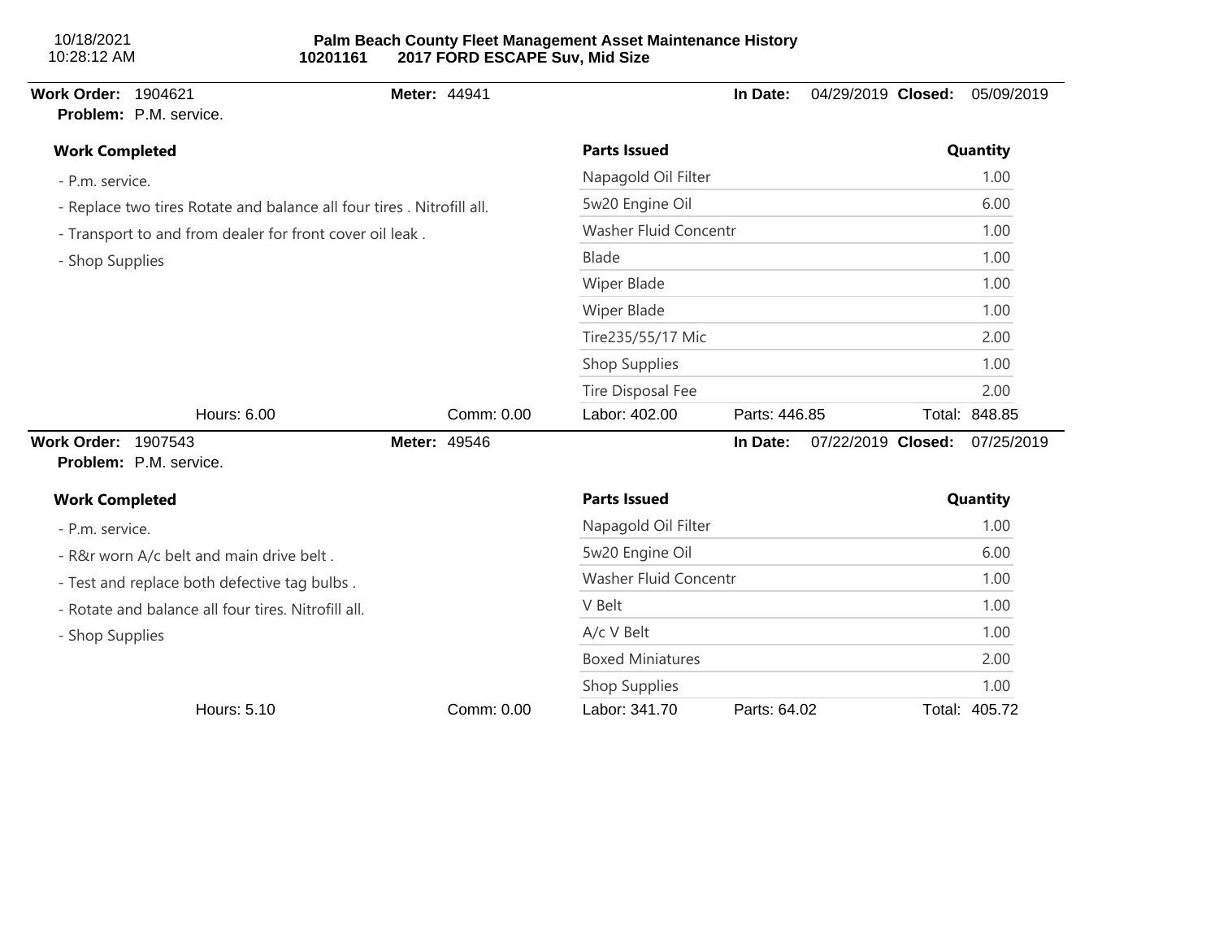# Palm Beach County Fleet Management Asset Maintenance History

**10201161 2017 FORD ESCAPE Suv, Mid Size**

10/18/2021
10:28:12 AM

---

**Work Order:** 1904621 **Meter:** 44941 **In Date:** 04/29/2019 **Closed:** 05/09/2019

**Problem:** P.M. service.

**Work Completed**

- P.m. service.
- Replace two tires Rotate and balance all four tires . Nitrofill all.
- Transport to and from dealer for front cover oil leak .
- Shop Supplies

| Parts Issued | Quantity |
| --- | --- |
| Napagold Oil Filter | 1.00 |
| 5w20 Engine Oil | 6.00 |
| Washer Fluid Concentr | 1.00 |
| Blade | 1.00 |
| Wiper Blade | 1.00 |
| Wiper Blade | 1.00 |
| Tire235/55/17 Mic | 2.00 |
| Shop Supplies | 1.00 |
| Tire Disposal Fee | 2.00 |

Hours: 6.00 Comm: 0.00 Labor: 402.00 Parts: 446.85 Total: 848.85

---

**Work Order:** 1907543 **Meter:** 49546 **In Date:** 07/22/2019 **Closed:** 07/25/2019

**Problem:** P.M. service.

**Work Completed**

- P.m. service.
- R&r worn A/c belt and main drive belt .
- Test and replace both defective tag bulbs .
- Rotate and balance all four tires. Nitrofill all.
- Shop Supplies

| Parts Issued | Quantity |
| --- | --- |
| Napagold Oil Filter | 1.00 |
| 5w20 Engine Oil | 6.00 |
| Washer Fluid Concentr | 1.00 |
| V Belt | 1.00 |
| A/c V Belt | 1.00 |
| Boxed Miniatures | 2.00 |
| Shop Supplies | 1.00 |

Hours: 5.10 Comm: 0.00 Labor: 341.70 Parts: 64.02 Total: 405.72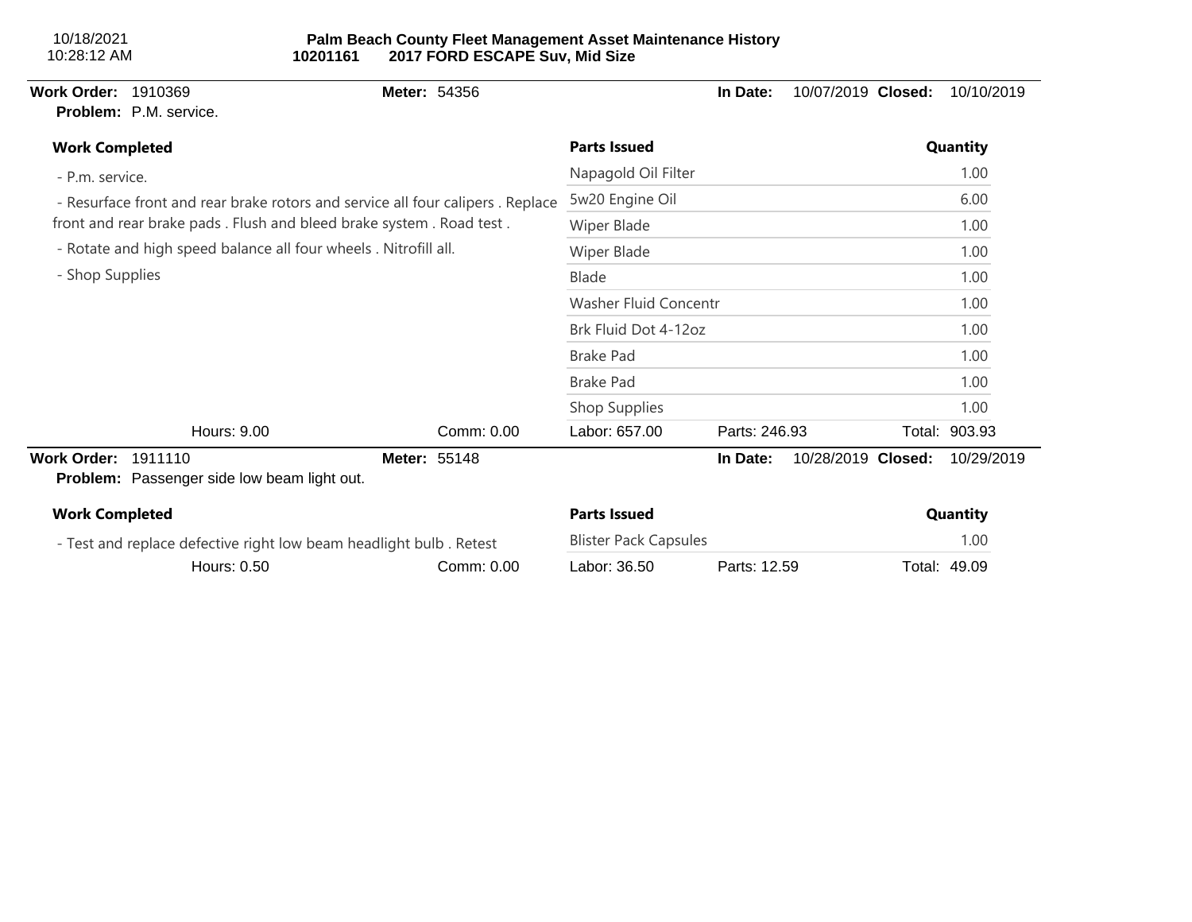**Work Order:** 1910369 **Meter:** 54356 **In Date:** 10/07/2019 **Closed:** 10/10/2019

**Problem:** P.M. service.

| Work Completed | Parts Issued | Quantity |
|---|---|---|
| - P.m. service. | Napagold Oil Filter | 1.00 |
| - Resurface front and rear brake rotors and service all four calipers . Replace front and rear brake pads . Flush and bleed brake system . Road test . | 5w20 Engine Oil | 6.00 |
| - Rotate and high speed balance all four wheels . Nitrofill all. | Wiper Blade | 1.00 |
| - Shop Supplies | Wiper Blade | 1.00 |
| | Blade | 1.00 |
| | Washer Fluid Concentr | 1.00 |
| | Brk Fluid Dot 4-12oz | 1.00 |
| | Brake Pad | 1.00 |
| | Brake Pad | 1.00 |
| | Shop Supplies | 1.00 |

Hours: 9.00 Comm: 0.00 Labor: 657.00 Parts: 246.93 Total: 903.93

---

**Work Order:** 1911110 **Meter:** 55148 **In Date:** 10/28/2019 **Closed:** 10/29/2019

**Problem:** Passenger side low beam light out.

| Work Completed | Parts Issued | Quantity |
|---|---|---|
| - Test and replace defective right low beam headlight bulb . Retest | Blister Pack Capsules | 1.00 |

Hours: 0.50 Comm: 0.00 Labor: 36.50 Parts: 12.59 Total: 49.09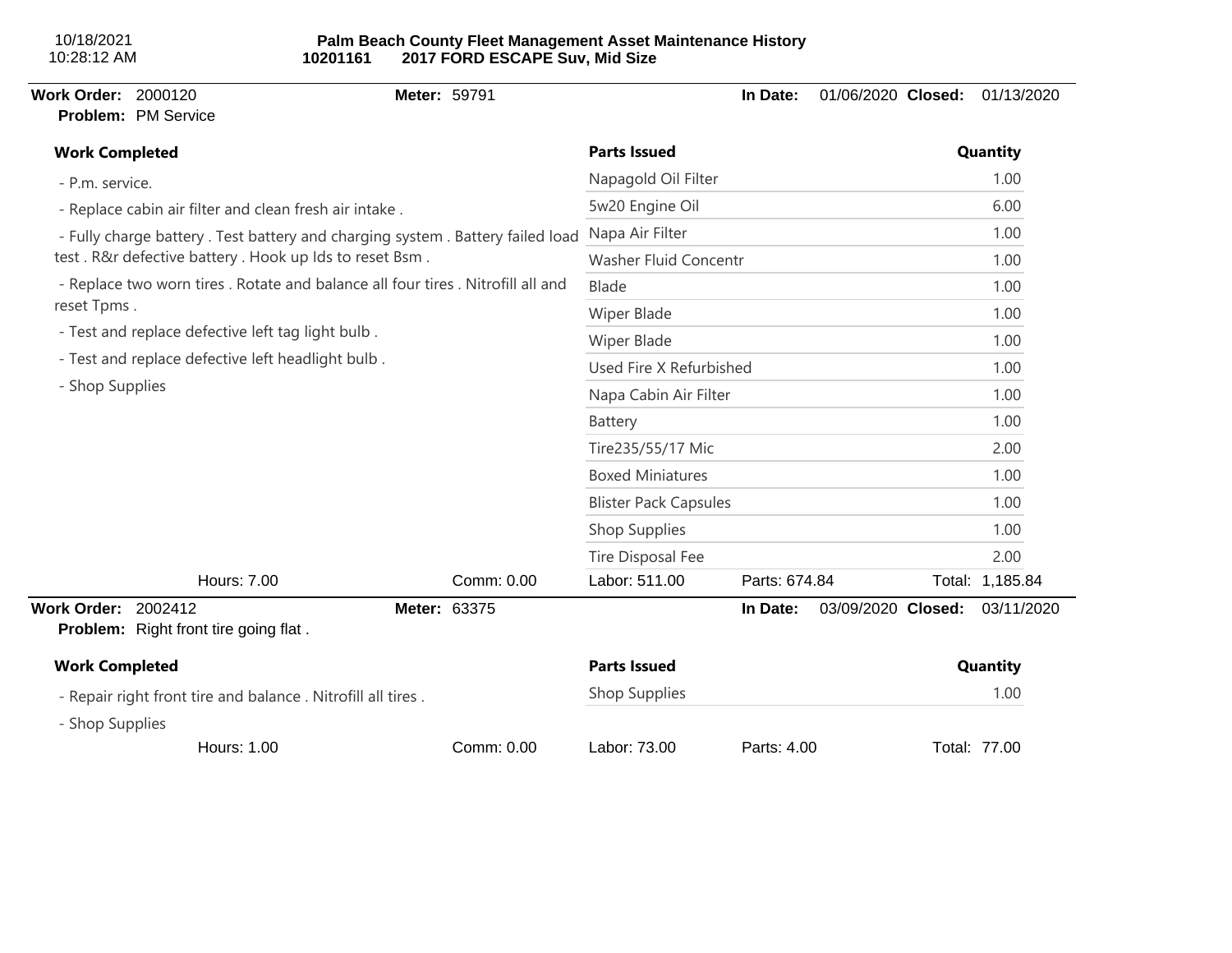10/18/2021
10:28:12 AM

**Palm Beach County Fleet Management Asset Maintenance History**
**10201161 2017 FORD ESCAPE Suv, Mid Size**

---

**Work Order:** 2000120 **Meter:** 59791 **In Date:** 01/06/2020 **Closed:** 01/13/2020
**Problem:** PM Service

**Work Completed**

- P.m. service.
- Replace cabin air filter and clean fresh air intake .
- Fully charge battery . Test battery and charging system . Battery failed load test . R&r defective battery . Hook up Ids to reset Bsm .
- Replace two worn tires . Rotate and balance all four tires . Nitrofill all and reset Tpms .
- Test and replace defective left tag light bulb .
- Test and replace defective left headlight bulb .
- Shop Supplies

| Parts Issued | Quantity |
|---|---|
| Napagold Oil Filter | 1.00 |
| 5w20 Engine Oil | 6.00 |
| Napa Air Filter | 1.00 |
| Washer Fluid Concentr | 1.00 |
| Blade | 1.00 |
| Wiper Blade | 1.00 |
| Wiper Blade | 1.00 |
| Used Fire X Refurbished | 1.00 |
| Napa Cabin Air Filter | 1.00 |
| Battery | 1.00 |
| Tire235/55/17 Mic | 2.00 |
| Boxed Miniatures | 1.00 |
| Blister Pack Capsules | 1.00 |
| Shop Supplies | 1.00 |
| Tire Disposal Fee | 2.00 |

Hours: 7.00 Comm: 0.00 Labor: 511.00 Parts: 674.84 Total: 1,185.84

---

**Work Order:** 2002412 **Meter:** 63375 **In Date:** 03/09/2020 **Closed:** 03/11/2020
**Problem:** Right front tire going flat .

**Work Completed**

- Repair right front tire and balance . Nitrofill all tires .
- Shop Supplies

| Parts Issued | Quantity |
|---|---|
| Shop Supplies | 1.00 |

Hours: 1.00 Comm: 0.00 Labor: 73.00 Parts: 4.00 Total: 77.00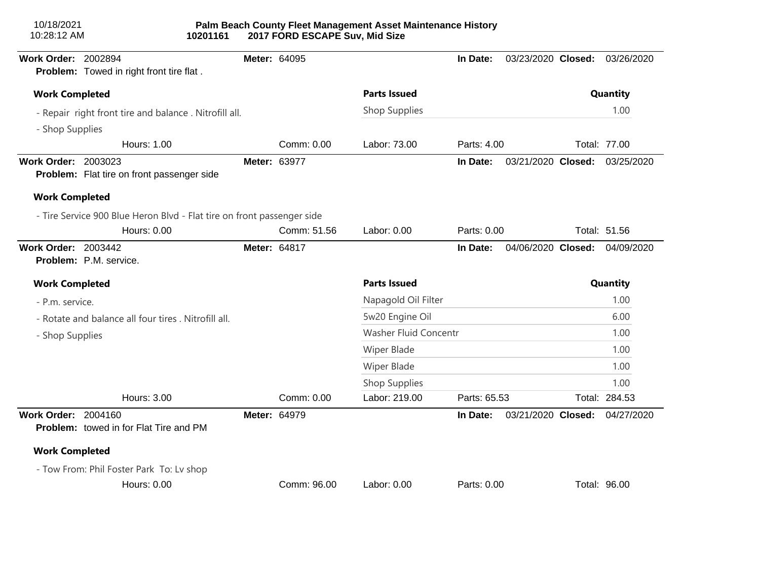**Work Order:** 2002894 **Meter:** 64095 **In Date:** 03/23/2020 **Closed:** 03/26/2020

**Problem:** Towed in right front tire flat .

| Work Completed | Parts Issued | Quantity |
|---|---|---|
| - Repair right front tire and balance . Nitrofill all. | Shop Supplies | 1.00 |
| - Shop Supplies | | |

Hours: 1.00 | Comm: 0.00 | Labor: 73.00 | Parts: 4.00 | Total: 77.00

---

**Work Order:** 2003023 **Meter:** 63977 **In Date:** 03/21/2020 **Closed:** 03/25/2020

**Problem:** Flat tire on front passenger side

**Work Completed**

- Tire Service 900 Blue Heron Blvd - Flat tire on front passenger side

Hours: 0.00 | Comm: 51.56 | Labor: 0.00 | Parts: 0.00 | Total: 51.56

---

**Work Order:** 2003442 **Meter:** 64817 **In Date:** 04/06/2020 **Closed:** 04/09/2020

**Problem:** P.M. service.

| Work Completed | Parts Issued | Quantity |
|---|---|---|
| - P.m. service. | Napagold Oil Filter | 1.00 |
| - Rotate and balance all four tires . Nitrofill all. | 5w20 Engine Oil | 6.00 |
| - Shop Supplies | Washer Fluid Concentr | 1.00 |
| | Wiper Blade | 1.00 |
| | Wiper Blade | 1.00 |
| | Shop Supplies | 1.00 |

Hours: 3.00 | Comm: 0.00 | Labor: 219.00 | Parts: 65.53 | Total: 284.53

---

**Work Order:** 2004160 **Meter:** 64979 **In Date:** 03/21/2020 **Closed:** 04/27/2020

**Problem:** towed in for Flat Tire and PM

**Work Completed**

- Tow From: Phil Foster Park To: Lv shop

Hours: 0.00 | Comm: 96.00 | Labor: 0.00 | Parts: 0.00 | Total: 96.00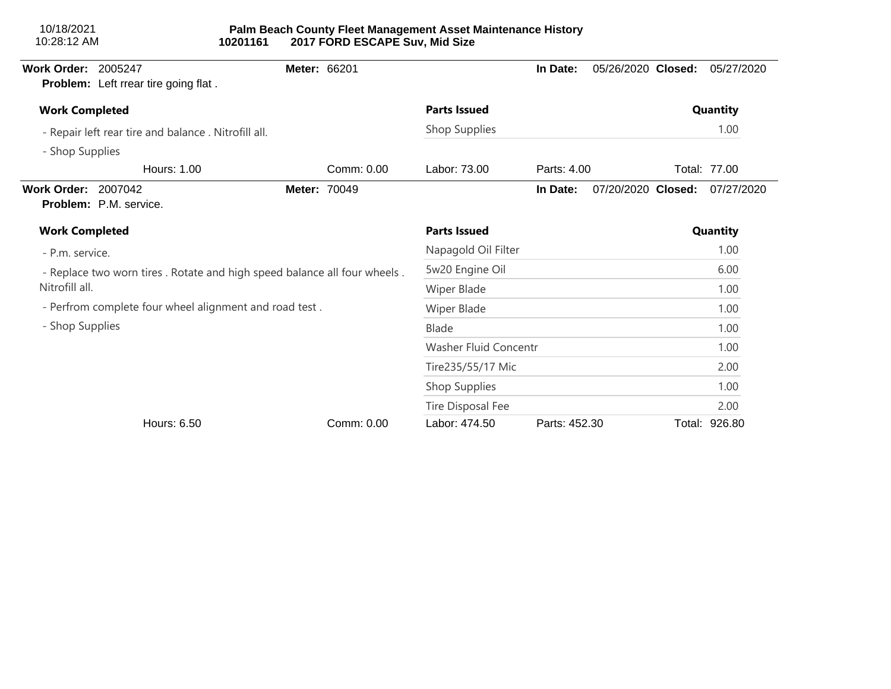10/18/2021
10:28:12 AM

**Palm Beach County Fleet Management Asset Maintenance History**
**10201161 2017 FORD ESCAPE Suv, Mid Size**

**Work Order:** 2005247 **Meter:** 66201 **In Date:** 05/26/2020 **Closed:** 05/27/2020
**Problem:** Left rrear tire going flat .

| Work Completed | Parts Issued | Quantity |
|---|---|---|
| - Repair left rear tire and balance . Nitrofill all. | Shop Supplies | 1.00 |
| - Shop Supplies | | |

Hours: 1.00 Comm: 0.00 Labor: 73.00 Parts: 4.00 Total: 77.00

**Work Order:** 2007042 **Meter:** 70049 **In Date:** 07/20/2020 **Closed:** 07/27/2020
**Problem:** P.M. service.

| Work Completed | Parts Issued | Quantity |
|---|---|---|
| - P.m. service. | Napagold Oil Filter | 1.00 |
| - Replace two worn tires . Rotate and high speed balance all four wheels . Nitrofill all. | 5w20 Engine Oil | 6.00 |
| - Perfrom complete four wheel alignment and road test . | Wiper Blade | 1.00 |
| - Shop Supplies | Wiper Blade | 1.00 |
| | Blade | 1.00 |
| | Washer Fluid Concentr | 1.00 |
| | Tire235/55/17 Mic | 2.00 |
| | Shop Supplies | 1.00 |
| | Tire Disposal Fee | 2.00 |

Hours: 6.50 Comm: 0.00 Labor: 474.50 Parts: 452.30 Total: 926.80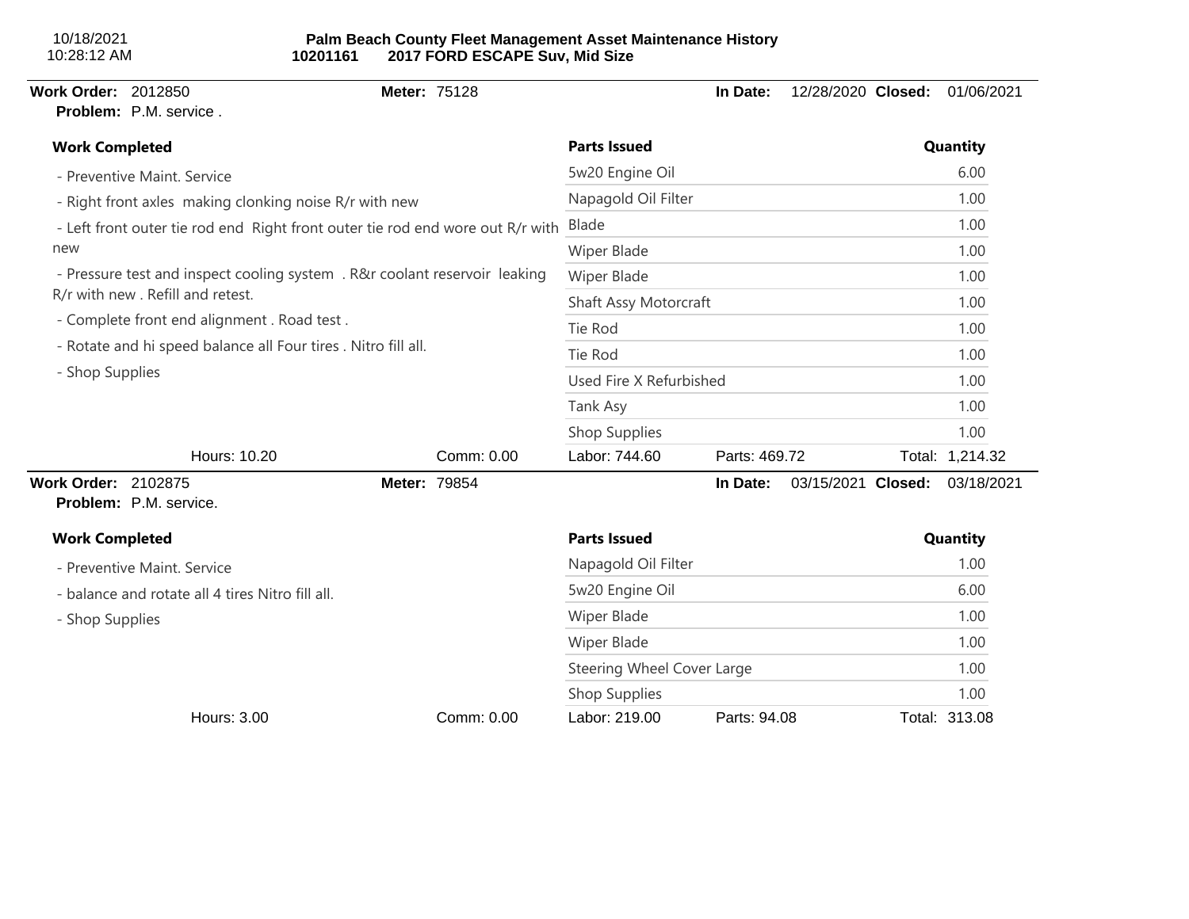10/18/2021
10:28:12 AM

**Palm Beach County Fleet Management Asset Maintenance History**
**10201161 2017 FORD ESCAPE Suv, Mid Size**

**Work Order:** 2012850 **Meter:** 75128 **In Date:** 12/28/2020 **Closed:** 01/06/2021
**Problem:** P.M. service .

| Work Completed | Parts Issued | Quantity |
|---|---|---|
| - Preventive Maint. Service | 5w20 Engine Oil | 6.00 |
| - Right front axles making clonking noise R/r with new | Napagold Oil Filter | 1.00 |
| - Left front outer tie rod end Right front outer tie rod end wore out R/r with new | Blade | 1.00 |
| | Wiper Blade | 1.00 |
| - Pressure test and inspect cooling system . R&r coolant reservoir leaking R/r with new . Refill and retest. | Wiper Blade | 1.00 |
| - Complete front end alignment . Road test . | Shaft Assy Motorcraft | 1.00 |
| - Rotate and hi speed balance all Four tires . Nitro fill all. | Tie Rod | 1.00 |
| - Shop Supplies | Tie Rod | 1.00 |
| | Used Fire X Refurbished | 1.00 |
| | Tank Asy | 1.00 |
| | Shop Supplies | 1.00 |

Hours: 10.20 Comm: 0.00 Labor: 744.60 Parts: 469.72 Total: 1,214.32

**Work Order:** 2102875 **Meter:** 79854 **In Date:** 03/15/2021 **Closed:** 03/18/2021
**Problem:** P.M. service.

| Work Completed | Parts Issued | Quantity |
|---|---|---|
| - Preventive Maint. Service | Napagold Oil Filter | 1.00 |
| - balance and rotate all 4 tires Nitro fill all. | 5w20 Engine Oil | 6.00 |
| - Shop Supplies | Wiper Blade | 1.00 |
| | Wiper Blade | 1.00 |
| | Steering Wheel Cover Large | 1.00 |
| | Shop Supplies | 1.00 |

Hours: 3.00 Comm: 0.00 Labor: 219.00 Parts: 94.08 Total: 313.08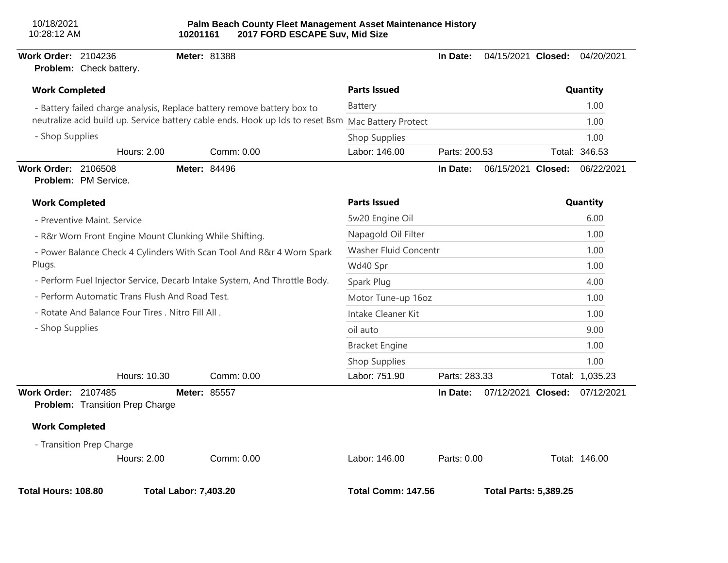**Palm Beach County Fleet Management Asset Maintenance History**
**10201161 2017 FORD ESCAPE Suv, Mid Size**

10/18/2021
10:28:12 AM

**Work Order:** 2104236 **Meter:** 81388 **In Date:** 04/15/2021 **Closed:** 04/20/2021
**Problem:** Check battery.

| Work Completed | Parts Issued | Quantity |
|---|---|---|
| - Battery failed charge analysis, Replace battery remove battery box to neutralize acid build up. Service battery cable ends. Hook up Ids to reset Bsm | Battery | 1.00 |
| | Mac Battery Protect | 1.00 |
| - Shop Supplies | Shop Supplies | 1.00 |

Hours: 2.00 Comm: 0.00 Labor: 146.00 Parts: 200.53 Total: 346.53

**Work Order:** 2106508 **Meter:** 84496 **In Date:** 06/15/2021 **Closed:** 06/22/2021
**Problem:** PM Service.

| Work Completed | Parts Issued | Quantity |
|---|---|---|
| - Preventive Maint. Service | 5w20 Engine Oil | 6.00 |
| - R&r Worn Front Engine Mount Clunking While Shifting. | Napagold Oil Filter | 1.00 |
| - Power Balance Check 4 Cylinders With Scan Tool And R&r 4 Worn Spark Plugs. | Washer Fluid Concentr | 1.00 |
| | Wd40 Spr | 1.00 |
| - Perform Fuel Injector Service, Decarb Intake System, And Throttle Body. | Spark Plug | 4.00 |
| - Perform Automatic Trans Flush And Road Test. | Motor Tune-up 16oz | 1.00 |
| - Rotate And Balance Four Tires . Nitro Fill All . | Intake Cleaner Kit | 1.00 |
| - Shop Supplies | oil auto | 9.00 |
| | Bracket Engine | 1.00 |
| | Shop Supplies | 1.00 |

Hours: 10.30 Comm: 0.00 Labor: 751.90 Parts: 283.33 Total: 1,035.23

**Work Order:** 2107485 **Meter:** 85557 **In Date:** 07/12/2021 **Closed:** 07/12/2021
**Problem:** Transition Prep Charge

**Work Completed**

- Transition Prep Charge

Hours: 2.00 Comm: 0.00 Labor: 146.00 Parts: 0.00 Total: 146.00

**Total Hours: 108.80** **Total Labor: 7,403.20** **Total Comm: 147.56** **Total Parts: 5,389.25**